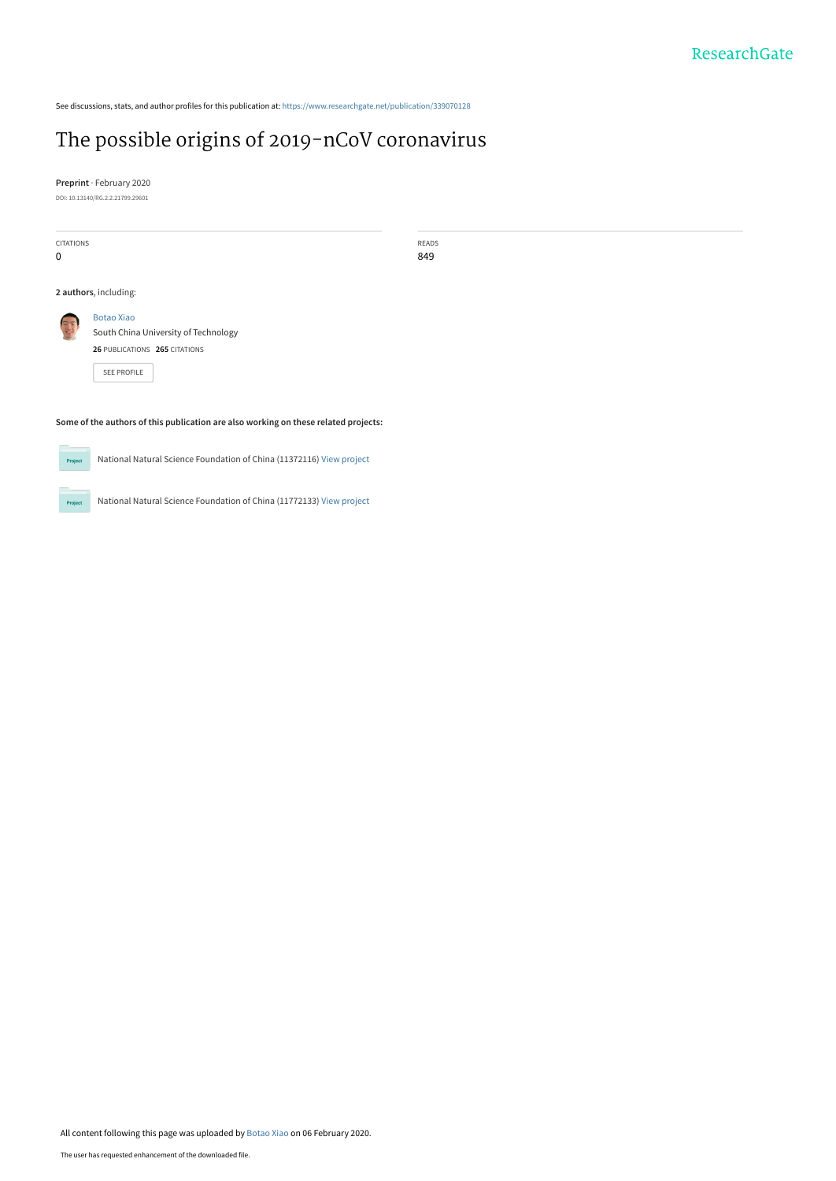See discussions, stats, and author profiles for this publication at: https://www.researchgate.net/publication/339070128

# The possible origins of 2019-nCoV coronavirus

**Preprint** · February 2020

DOI: 10.13140/RG.2.2.21799.29601

| CITATIONS | READS |
|---|---|
| 0 | 849 |

**2 authors**, including:

Botao Xiao
South China University of Technology
**26** PUBLICATIONS **265** CITATIONS

SEE PROFILE

**Some of the authors of this publication are also working on these related projects:**

National Natural Science Foundation of China (11372116) View project

National Natural Science Foundation of China (11772133) View project

All content following this page was uploaded by Botao Xiao on 06 February 2020.

The user has requested enhancement of the downloaded file.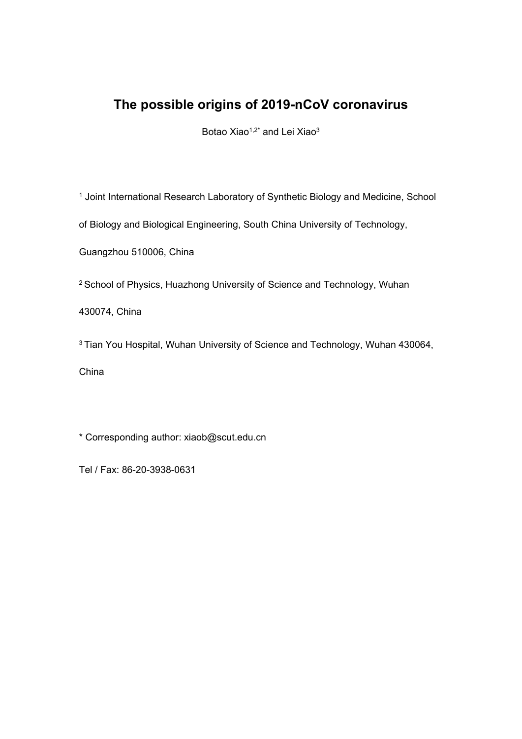# The possible origins of 2019-nCoV coronavirus

Botao Xiao[1,2*] and Lei Xiao[3]

[1] Joint International Research Laboratory of Synthetic Biology and Medicine, School of Biology and Biological Engineering, South China University of Technology, Guangzhou 510006, China

[2] School of Physics, Huazhong University of Science and Technology, Wuhan 430074, China

[3] Tian You Hospital, Wuhan University of Science and Technology, Wuhan 430064, China

* Corresponding author: xiaob@scut.edu.cn

Tel / Fax: 86-20-3938-0631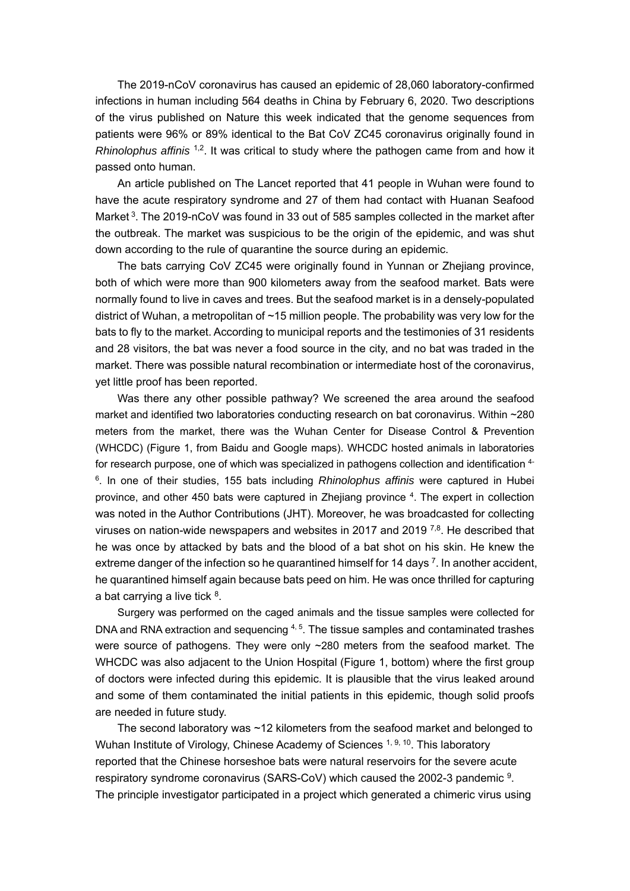The 2019-nCoV coronavirus has caused an epidemic of 28,060 laboratory-confirmed infections in human including 564 deaths in China by February 6, 2020. Two descriptions of the virus published on Nature this week indicated that the genome sequences from patients were 96% or 89% identical to the Bat CoV ZC45 coronavirus originally found in *Rhinolophus affinis* [1,2]. It was critical to study where the pathogen came from and how it passed onto human.

An article published on The Lancet reported that 41 people in Wuhan were found to have the acute respiratory syndrome and 27 of them had contact with Huanan Seafood Market [3]. The 2019-nCoV was found in 33 out of 585 samples collected in the market after the outbreak. The market was suspicious to be the origin of the epidemic, and was shut down according to the rule of quarantine the source during an epidemic.

The bats carrying CoV ZC45 were originally found in Yunnan or Zhejiang province, both of which were more than 900 kilometers away from the seafood market. Bats were normally found to live in caves and trees. But the seafood market is in a densely-populated district of Wuhan, a metropolitan of ~15 million people. The probability was very low for the bats to fly to the market. According to municipal reports and the testimonies of 31 residents and 28 visitors, the bat was never a food source in the city, and no bat was traded in the market. There was possible natural recombination or intermediate host of the coronavirus, yet little proof has been reported.

Was there any other possible pathway? We screened the area around the seafood market and identified two laboratories conducting research on bat coronavirus. Within ~280 meters from the market, there was the Wuhan Center for Disease Control & Prevention (WHCDC) (Figure 1, from Baidu and Google maps). WHCDC hosted animals in laboratories for research purpose, one of which was specialized in pathogens collection and identification [4-6]. In one of their studies, 155 bats including *Rhinolophus affinis* were captured in Hubei province, and other 450 bats were captured in Zhejiang province [4]. The expert in collection was noted in the Author Contributions (JHT). Moreover, he was broadcasted for collecting viruses on nation-wide newspapers and websites in 2017 and 2019 [7,8]. He described that he was once by attacked by bats and the blood of a bat shot on his skin. He knew the extreme danger of the infection so he quarantined himself for 14 days [7]. In another accident, he quarantined himself again because bats peed on him. He was once thrilled for capturing a bat carrying a live tick [8].

Surgery was performed on the caged animals and the tissue samples were collected for DNA and RNA extraction and sequencing [4, 5]. The tissue samples and contaminated trashes were source of pathogens. They were only ~280 meters from the seafood market. The WHCDC was also adjacent to the Union Hospital (Figure 1, bottom) where the first group of doctors were infected during this epidemic. It is plausible that the virus leaked around and some of them contaminated the initial patients in this epidemic, though solid proofs are needed in future study.

The second laboratory was ~12 kilometers from the seafood market and belonged to Wuhan Institute of Virology, Chinese Academy of Sciences [1, 9, 10]. This laboratory reported that the Chinese horseshoe bats were natural reservoirs for the severe acute respiratory syndrome coronavirus (SARS-CoV) which caused the 2002-3 pandemic [9]. The principle investigator participated in a project which generated a chimeric virus using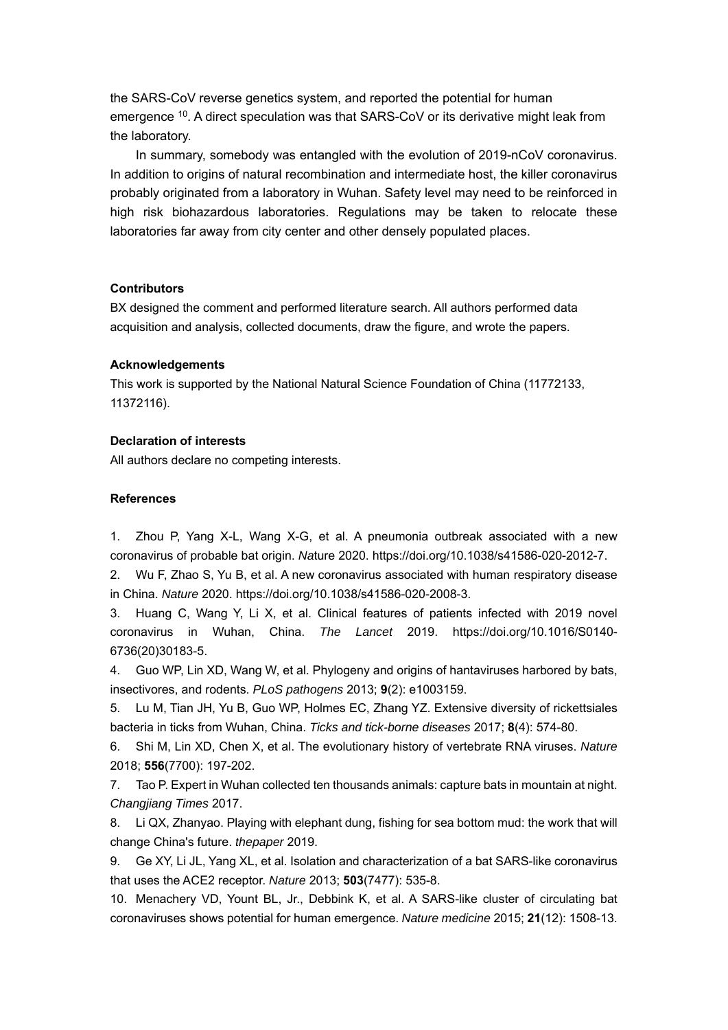the SARS-CoV reverse genetics system, and reported the potential for human emergence [10]. A direct speculation was that SARS-CoV or its derivative might leak from the laboratory.

In summary, somebody was entangled with the evolution of 2019-nCoV coronavirus. In addition to origins of natural recombination and intermediate host, the killer coronavirus probably originated from a laboratory in Wuhan. Safety level may need to be reinforced in high risk biohazardous laboratories. Regulations may be taken to relocate these laboratories far away from city center and other densely populated places.

**Contributors**

BX designed the comment and performed literature search. All authors performed data acquisition and analysis, collected documents, draw the figure, and wrote the papers.

**Acknowledgements**

This work is supported by the National Natural Science Foundation of China (11772133, 11372116).

**Declaration of interests**

All authors declare no competing interests.

**References**

1. Zhou P, Yang X-L, Wang X-G, et al. A pneumonia outbreak associated with a new coronavirus of probable bat origin. *Na*ture 2020. https://doi.org/10.1038/s41586-020-2012-7.
2. Wu F, Zhao S, Yu B, et al. A new coronavirus associated with human respiratory disease in China. *Nature* 2020. https://doi.org/10.1038/s41586-020-2008-3.
3. Huang C, Wang Y, Li X, et al. Clinical features of patients infected with 2019 novel coronavirus in Wuhan, China. *The Lancet* 2019. https://doi.org/10.1016/S0140-6736(20)30183-5.
4. Guo WP, Lin XD, Wang W, et al. Phylogeny and origins of hantaviruses harbored by bats, insectivores, and rodents. *PLoS pathogens* 2013; **9**(2): e1003159.
5. Lu M, Tian JH, Yu B, Guo WP, Holmes EC, Zhang YZ. Extensive diversity of rickettsiales bacteria in ticks from Wuhan, China. *Ticks and tick-borne diseases* 2017; **8**(4): 574-80.
6. Shi M, Lin XD, Chen X, et al. The evolutionary history of vertebrate RNA viruses. *Nature* 2018; **556**(7700): 197-202.
7. Tao P. Expert in Wuhan collected ten thousands animals: capture bats in mountain at night. *Changjiang Times* 2017.
8. Li QX, Zhanyao. Playing with elephant dung, fishing for sea bottom mud: the work that will change China's future. *thepaper* 2019.
9. Ge XY, Li JL, Yang XL, et al. Isolation and characterization of a bat SARS-like coronavirus that uses the ACE2 receptor. *Nature* 2013; **503**(7477): 535-8.
10. Menachery VD, Yount BL, Jr., Debbink K, et al. A SARS-like cluster of circulating bat coronaviruses shows potential for human emergence. *Nature medicine* 2015; **21**(12): 1508-13.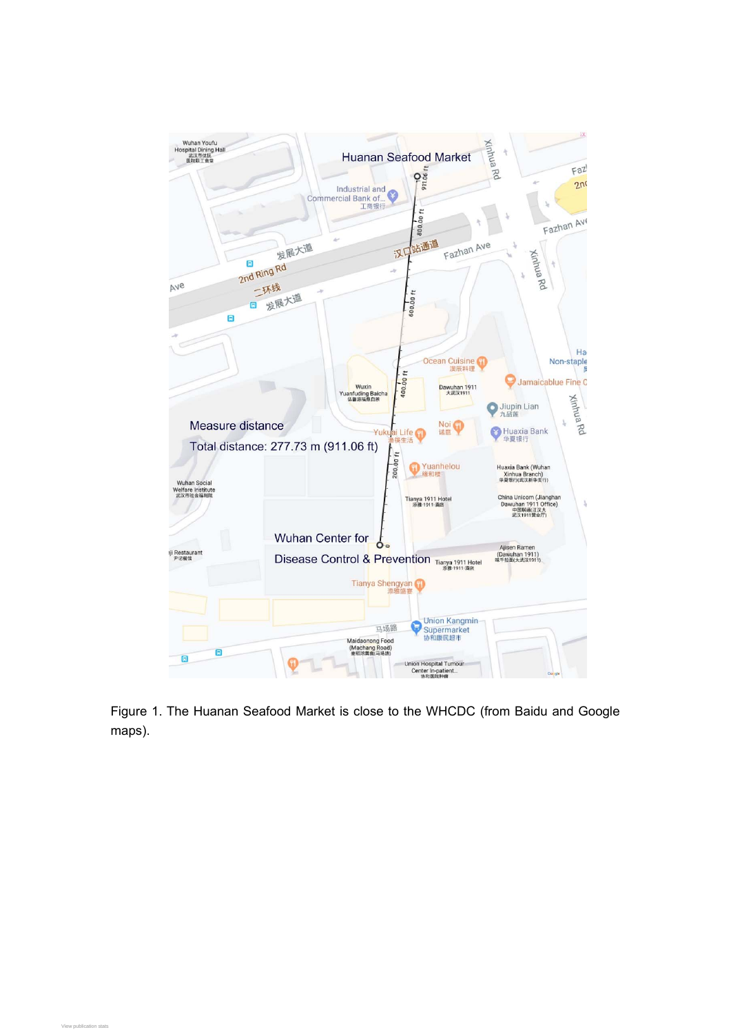Huanan Seafood Market

Measure distance

Total distance: 277.73 m (911.06 ft)

Wuhan Center for

Disease Control & Prevention

Figure 1. The Huanan Seafood Market is close to the WHCDC (from Baidu and Google maps).